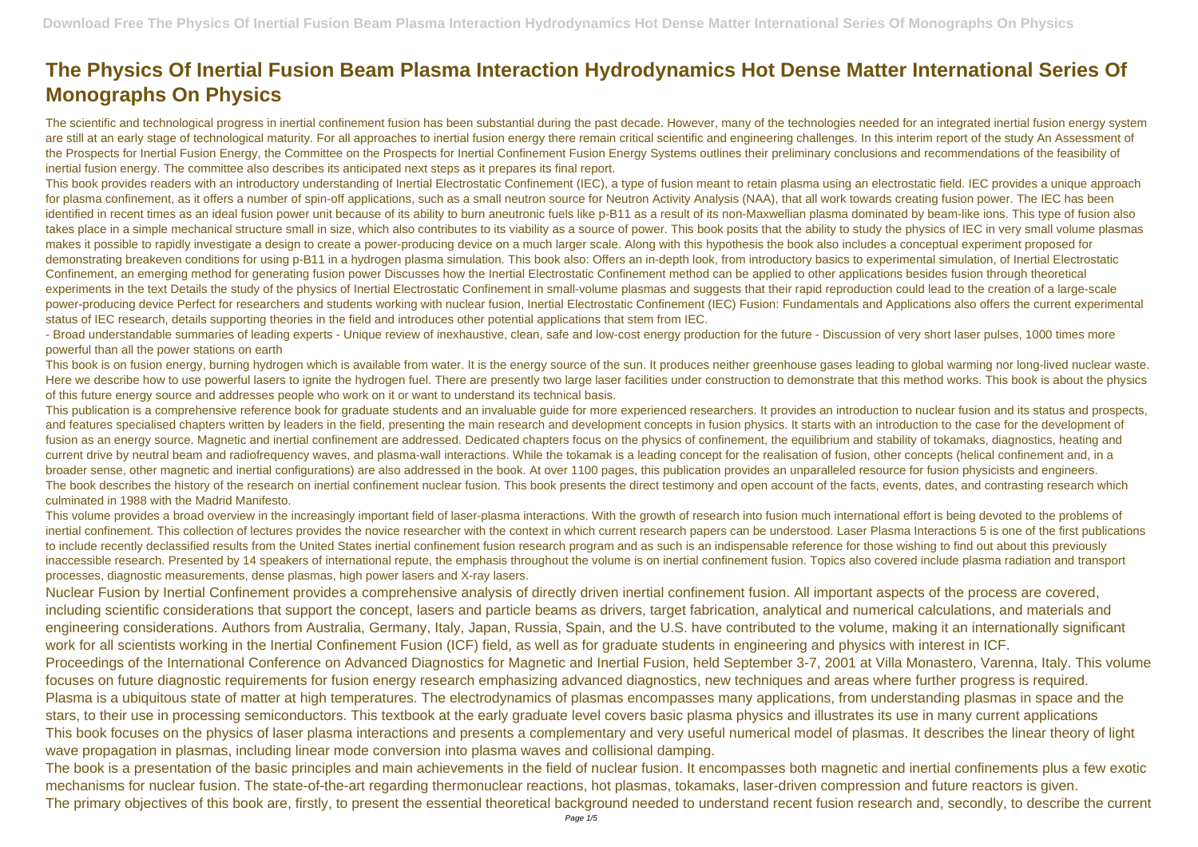# The Physics Of Inertial Fusion Beam Plasma Interaction Hydrodynamics Hot Dense Matter International Series Of Monographs On Physics

The scientific and technological progress in inertial confinement fusion has been substantial during the past decade. However, many of the technologies needed for an integrated inertial fusion energy system are still at an early stage of technological maturity. For all approaches to inertial fusion energy there remain critical scientific and engineering challenges. In this interim report of the study An Assessment of the Prospects for Inertial Fusion Energy, the Committee on the Prospects for Inertial Confinement Fusion Energy Systems outlines their preliminary conclusions and recommendations of the feasibility of inertial fusion energy. The committee also describes its anticipated next steps as it prepares its final report.

This book provides readers with an introductory understanding of Inertial Electrostatic Confinement (IEC), a type of fusion meant to retain plasma using an electrostatic field. IEC provides a unique approach for plasma confinement, as it offers a number of spin-off applications, such as a small neutron source for Neutron Activity Analysis (NAA), that all work towards creating fusion power. The IEC has been identified in recent times as an ideal fusion power unit because of its ability to burn aneutronic fuels like p-B11 as a result of its non-Maxwellian plasma dominated by beam-like ions. This type of fusion also takes place in a simple mechanical structure small in size, which also contributes to its viability as a source of power. This book posits that the ability to study the physics of IEC in very small volume plasmas makes it possible to rapidly investigate a design to create a power-producing device on a much larger scale. Along with this hypothesis the book also includes a conceptual experiment proposed for demonstrating breakeven conditions for using p-B11 in a hydrogen plasma simulation. This book also: Offers an in-depth look, from introductory basics to experimental simulation, of Inertial Electrostatic Confinement, an emerging method for generating fusion power Discusses how the Inertial Electrostatic Confinement method can be applied to other applications besides fusion through theoretical experiments in the text Details the study of the physics of Inertial Electrostatic Confinement in small-volume plasmas and suggests that their rapid reproduction could lead to the creation of a large-scale power-producing device Perfect for researchers and students working with nuclear fusion, Inertial Electrostatic Confinement (IEC) Fusion: Fundamentals and Applications also offers the current experimental status of IEC research, details supporting theories in the field and introduces other potential applications that stem from IEC.

- Broad understandable summaries of leading experts - Unique review of inexhaustive, clean, safe and low-cost energy production for the future - Discussion of very short laser pulses, 1000 times more powerful than all the power stations on earth

This book is on fusion energy, burning hydrogen which is available from water. It is the energy source of the sun. It produces neither greenhouse gases leading to global warming nor long-lived nuclear waste. Here we describe how to use powerful lasers to ignite the hydrogen fuel. There are presently two large laser facilities under construction to demonstrate that this method works. This book is about the physics of this future energy source and addresses people who work on it or want to understand its technical basis.

This publication is a comprehensive reference book for graduate students and an invaluable guide for more experienced researchers. It provides an introduction to nuclear fusion and its status and prospects, and features specialised chapters written by leaders in the field, presenting the main research and development concepts in fusion physics. It starts with an introduction to the case for the development of fusion as an energy source. Magnetic and inertial confinement are addressed. Dedicated chapters focus on the physics of confinement, the equilibrium and stability of tokamaks, diagnostics, heating and current drive by neutral beam and radiofrequency waves, and plasma-wall interactions. While the tokamak is a leading concept for the realisation of fusion, other concepts (helical confinement and, in a broader sense, other magnetic and inertial configurations) are also addressed in the book. At over 1100 pages, this publication provides an unparalleled resource for fusion physicists and engineers.

The book describes the history of the research on inertial confinement nuclear fusion. This book presents the direct testimony and open account of the facts, events, dates, and contrasting research which culminated in 1988 with the Madrid Manifesto.

This volume provides a broad overview in the increasingly important field of laser-plasma interactions. With the growth of research into fusion much international effort is being devoted to the problems of inertial confinement. This collection of lectures provides the novice researcher with the context in which current research papers can be understood. Laser Plasma Interactions 5 is one of the first publications to include recently declassified results from the United States inertial confinement fusion research program and as such is an indispensable reference for those wishing to find out about this previously inaccessible research. Presented by 14 speakers of international repute, the emphasis throughout the volume is on inertial confinement fusion. Topics also covered include plasma radiation and transport processes, diagnostic measurements, dense plasmas, high power lasers and X-ray lasers.

Nuclear Fusion by Inertial Confinement provides a comprehensive analysis of directly driven inertial confinement fusion. All important aspects of the process are covered, including scientific considerations that support the concept, lasers and particle beams as drivers, target fabrication, analytical and numerical calculations, and materials and engineering considerations. Authors from Australia, Germany, Italy, Japan, Russia, Spain, and the U.S. have contributed to the volume, making it an internationally significant work for all scientists working in the Inertial Confinement Fusion (ICF) field, as well as for graduate students in engineering and physics with interest in ICF.

Proceedings of the International Conference on Advanced Diagnostics for Magnetic and Inertial Fusion, held September 3-7, 2001 at Villa Monastero, Varenna, Italy. This volume focuses on future diagnostic requirements for fusion energy research emphasizing advanced diagnostics, new techniques and areas where further progress is required.

Plasma is a ubiquitous state of matter at high temperatures. The electrodynamics of plasmas encompasses many applications, from understanding plasmas in space and the stars, to their use in processing semiconductors. This textbook at the early graduate level covers basic plasma physics and illustrates its use in many current applications

This book focuses on the physics of laser plasma interactions and presents a complementary and very useful numerical model of plasmas. It describes the linear theory of light wave propagation in plasmas, including linear mode conversion into plasma waves and collisional damping.

The book is a presentation of the basic principles and main achievements in the field of nuclear fusion. It encompasses both magnetic and inertial confinements plus a few exotic mechanisms for nuclear fusion. The state-of-the-art regarding thermonuclear reactions, hot plasmas, tokamaks, laser-driven compression and future reactors is given.

The primary objectives of this book are, firstly, to present the essential theoretical background needed to understand recent fusion research and, secondly, to describe the current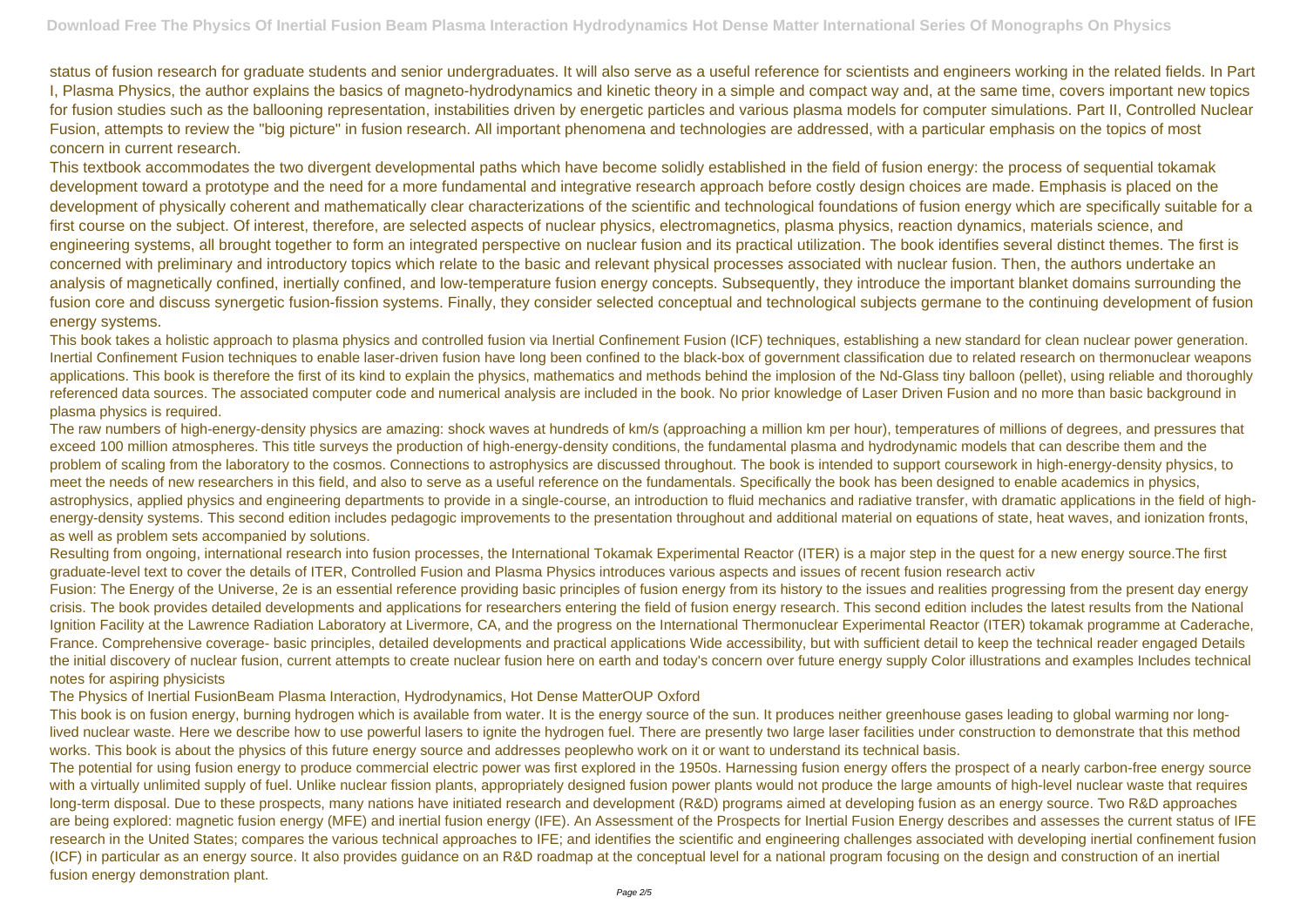status of fusion research for graduate students and senior undergraduates. It will also serve as a useful reference for scientists and engineers working in the related fields. In Part I, Plasma Physics, the author explains the basics of magneto-hydrodynamics and kinetic theory in a simple and compact way and, at the same time, covers important new topics for fusion studies such as the ballooning representation, instabilities driven by energetic particles and various plasma models for computer simulations. Part II, Controlled Nuclear Fusion, attempts to review the "big picture" in fusion research. All important phenomena and technologies are addressed, with a particular emphasis on the topics of most concern in current research.

This textbook accommodates the two divergent developmental paths which have become solidly established in the field of fusion energy: the process of sequential tokamak development toward a prototype and the need for a more fundamental and integrative research approach before costly design choices are made. Emphasis is placed on the development of physically coherent and mathematically clear characterizations of the scientific and technological foundations of fusion energy which are specifically suitable for a first course on the subject. Of interest, therefore, are selected aspects of nuclear physics, electromagnetics, plasma physics, reaction dynamics, materials science, and engineering systems, all brought together to form an integrated perspective on nuclear fusion and its practical utilization. The book identifies several distinct themes. The first is concerned with preliminary and introductory topics which relate to the basic and relevant physical processes associated with nuclear fusion. Then, the authors undertake an analysis of magnetically confined, inertially confined, and low-temperature fusion energy concepts. Subsequently, they introduce the important blanket domains surrounding the fusion core and discuss synergetic fusion-fission systems. Finally, they consider selected conceptual and technological subjects germane to the continuing development of fusion energy systems.

This book takes a holistic approach to plasma physics and controlled fusion via Inertial Confinement Fusion (ICF) techniques, establishing a new standard for clean nuclear power generation. Inertial Confinement Fusion techniques to enable laser-driven fusion have long been confined to the black-box of government classification due to related research on thermonuclear weapons applications. This book is therefore the first of its kind to explain the physics, mathematics and methods behind the implosion of the Nd-Glass tiny balloon (pellet), using reliable and thoroughly referenced data sources. The associated computer code and numerical analysis are included in the book. No prior knowledge of Laser Driven Fusion and no more than basic background in plasma physics is required.

The raw numbers of high-energy-density physics are amazing: shock waves at hundreds of km/s (approaching a million km per hour), temperatures of millions of degrees, and pressures that exceed 100 million atmospheres. This title surveys the production of high-energy-density conditions, the fundamental plasma and hydrodynamic models that can describe them and the problem of scaling from the laboratory to the cosmos. Connections to astrophysics are discussed throughout. The book is intended to support coursework in high-energy-density physics, to meet the needs of new researchers in this field, and also to serve as a useful reference on the fundamentals. Specifically the book has been designed to enable academics in physics, astrophysics, applied physics and engineering departments to provide in a single-course, an introduction to fluid mechanics and radiative transfer, with dramatic applications in the field of high-energy-density systems. This second edition includes pedagogic improvements to the presentation throughout and additional material on equations of state, heat waves, and ionization fronts, as well as problem sets accompanied by solutions.

Resulting from ongoing, international research into fusion processes, the International Tokamak Experimental Reactor (ITER) is a major step in the quest for a new energy source.The first graduate-level text to cover the details of ITER, Controlled Fusion and Plasma Physics introduces various aspects and issues of recent fusion research activ

Fusion: The Energy of the Universe, 2e is an essential reference providing basic principles of fusion energy from its history to the issues and realities progressing from the present day energy crisis. The book provides detailed developments and applications for researchers entering the field of fusion energy research. This second edition includes the latest results from the National Ignition Facility at the Lawrence Radiation Laboratory at Livermore, CA, and the progress on the International Thermonuclear Experimental Reactor (ITER) tokamak programme at Caderache, France. Comprehensive coverage- basic principles, detailed developments and practical applications Wide accessibility, but with sufficient detail to keep the technical reader engaged Details the initial discovery of nuclear fusion, current attempts to create nuclear fusion here on earth and today's concern over future energy supply Color illustrations and examples Includes technical notes for aspiring physicists

The Physics of Inertial FusionBeam Plasma Interaction, Hydrodynamics, Hot Dense MatterOUP Oxford

This book is on fusion energy, burning hydrogen which is available from water. It is the energy source of the sun. It produces neither greenhouse gases leading to global warming nor long-lived nuclear waste. Here we describe how to use powerful lasers to ignite the hydrogen fuel. There are presently two large laser facilities under construction to demonstrate that this method works. This book is about the physics of this future energy source and addresses peoplewho work on it or want to understand its technical basis.

The potential for using fusion energy to produce commercial electric power was first explored in the 1950s. Harnessing fusion energy offers the prospect of a nearly carbon-free energy source with a virtually unlimited supply of fuel. Unlike nuclear fission plants, appropriately designed fusion power plants would not produce the large amounts of high-level nuclear waste that requires long-term disposal. Due to these prospects, many nations have initiated research and development (R&D) programs aimed at developing fusion as an energy source. Two R&D approaches are being explored: magnetic fusion energy (MFE) and inertial fusion energy (IFE). An Assessment of the Prospects for Inertial Fusion Energy describes and assesses the current status of IFE research in the United States; compares the various technical approaches to IFE; and identifies the scientific and engineering challenges associated with developing inertial confinement fusion (ICF) in particular as an energy source. It also provides guidance on an R&D roadmap at the conceptual level for a national program focusing on the design and construction of an inertial fusion energy demonstration plant.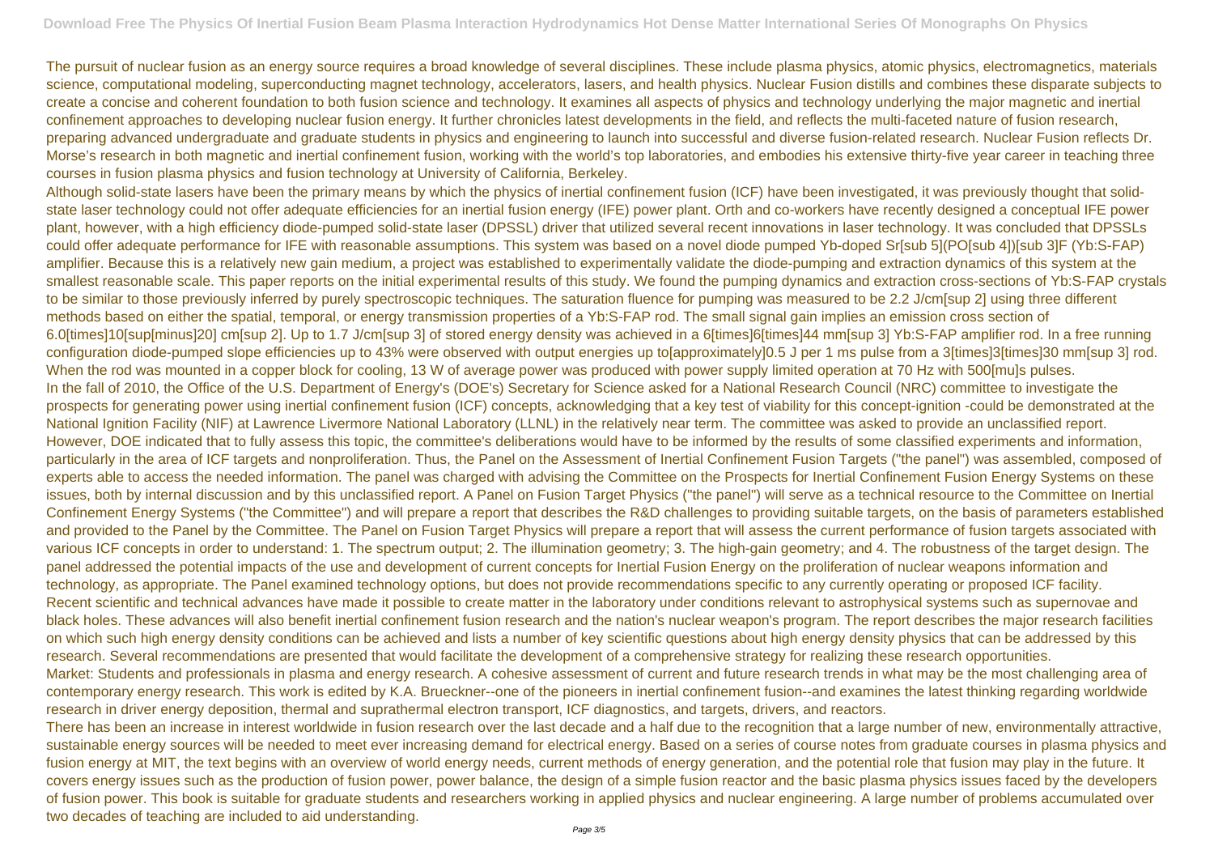The pursuit of nuclear fusion as an energy source requires a broad knowledge of several disciplines. These include plasma physics, atomic physics, electromagnetics, materials science, computational modeling, superconducting magnet technology, accelerators, lasers, and health physics. Nuclear Fusion distills and combines these disparate subjects to create a concise and coherent foundation to both fusion science and technology. It examines all aspects of physics and technology underlying the major magnetic and inertial confinement approaches to developing nuclear fusion energy. It further chronicles latest developments in the field, and reflects the multi-faceted nature of fusion research, preparing advanced undergraduate and graduate students in physics and engineering to launch into successful and diverse fusion-related research. Nuclear Fusion reflects Dr. Morse's research in both magnetic and inertial confinement fusion, working with the world's top laboratories, and embodies his extensive thirty-five year career in teaching three courses in fusion plasma physics and fusion technology at University of California, Berkeley.

Although solid-state lasers have been the primary means by which the physics of inertial confinement fusion (ICF) have been investigated, it was previously thought that solid-state laser technology could not offer adequate efficiencies for an inertial fusion energy (IFE) power plant. Orth and co-workers have recently designed a conceptual IFE power plant, however, with a high efficiency diode-pumped solid-state laser (DPSSL) driver that utilized several recent innovations in laser technology. It was concluded that DPSSLs could offer adequate performance for IFE with reasonable assumptions. This system was based on a novel diode pumped Yb-doped Sr[sub 5](PO[sub 4])[sub 3]F (Yb:S-FAP) amplifier. Because this is a relatively new gain medium, a project was established to experimentally validate the diode-pumping and extraction dynamics of this system at the smallest reasonable scale. This paper reports on the initial experimental results of this study. We found the pumping dynamics and extraction cross-sections of Yb:S-FAP crystals to be similar to those previously inferred by purely spectroscopic techniques. The saturation fluence for pumping was measured to be 2.2 J/cm[sup 2] using three different methods based on either the spatial, temporal, or energy transmission properties of a Yb:S-FAP rod. The small signal gain implies an emission cross section of 6.0[times]10[sup[minus]20] cm[sup 2]. Up to 1.7 J/cm[sup 3] of stored energy density was achieved in a 6[times]6[times]44 mm[sup 3] Yb:S-FAP amplifier rod. In a free running configuration diode-pumped slope efficiencies up to 43% were observed with output energies up to[approximately]0.5 J per 1 ms pulse from a 3[times]3[times]30 mm[sup 3] rod. When the rod was mounted in a copper block for cooling, 13 W of average power was produced with power supply limited operation at 70 Hz with 500[mu]s pulses.

In the fall of 2010, the Office of the U.S. Department of Energy's (DOE's) Secretary for Science asked for a National Research Council (NRC) committee to investigate the prospects for generating power using inertial confinement fusion (ICF) concepts, acknowledging that a key test of viability for this concept-ignition -could be demonstrated at the National Ignition Facility (NIF) at Lawrence Livermore National Laboratory (LLNL) in the relatively near term. The committee was asked to provide an unclassified report. However, DOE indicated that to fully assess this topic, the committee's deliberations would have to be informed by the results of some classified experiments and information, particularly in the area of ICF targets and nonproliferation. Thus, the Panel on the Assessment of Inertial Confinement Fusion Targets ("the panel") was assembled, composed of experts able to access the needed information. The panel was charged with advising the Committee on the Prospects for Inertial Confinement Fusion Energy Systems on these issues, both by internal discussion and by this unclassified report. A Panel on Fusion Target Physics ("the panel") will serve as a technical resource to the Committee on Inertial Confinement Energy Systems ("the Committee") and will prepare a report that describes the R&D challenges to providing suitable targets, on the basis of parameters established and provided to the Panel by the Committee. The Panel on Fusion Target Physics will prepare a report that will assess the current performance of fusion targets associated with various ICF concepts in order to understand: 1. The spectrum output; 2. The illumination geometry; 3. The high-gain geometry; and 4. The robustness of the target design. The panel addressed the potential impacts of the use and development of current concepts for Inertial Fusion Energy on the proliferation of nuclear weapons information and technology, as appropriate. The Panel examined technology options, but does not provide recommendations specific to any currently operating or proposed ICF facility.

Recent scientific and technical advances have made it possible to create matter in the laboratory under conditions relevant to astrophysical systems such as supernovae and black holes. These advances will also benefit inertial confinement fusion research and the nation's nuclear weapon's program. The report describes the major research facilities on which such high energy density conditions can be achieved and lists a number of key scientific questions about high energy density physics that can be addressed by this research. Several recommendations are presented that would facilitate the development of a comprehensive strategy for realizing these research opportunities.

Market: Students and professionals in plasma and energy research. A cohesive assessment of current and future research trends in what may be the most challenging area of contemporary energy research. This work is edited by K.A. Brueckner--one of the pioneers in inertial confinement fusion--and examines the latest thinking regarding worldwide research in driver energy deposition, thermal and suprathermal electron transport, ICF diagnostics, and targets, drivers, and reactors.

There has been an increase in interest worldwide in fusion research over the last decade and a half due to the recognition that a large number of new, environmentally attractive, sustainable energy sources will be needed to meet ever increasing demand for electrical energy. Based on a series of course notes from graduate courses in plasma physics and fusion energy at MIT, the text begins with an overview of world energy needs, current methods of energy generation, and the potential role that fusion may play in the future. It covers energy issues such as the production of fusion power, power balance, the design of a simple fusion reactor and the basic plasma physics issues faced by the developers of fusion power. This book is suitable for graduate students and researchers working in applied physics and nuclear engineering. A large number of problems accumulated over two decades of teaching are included to aid understanding.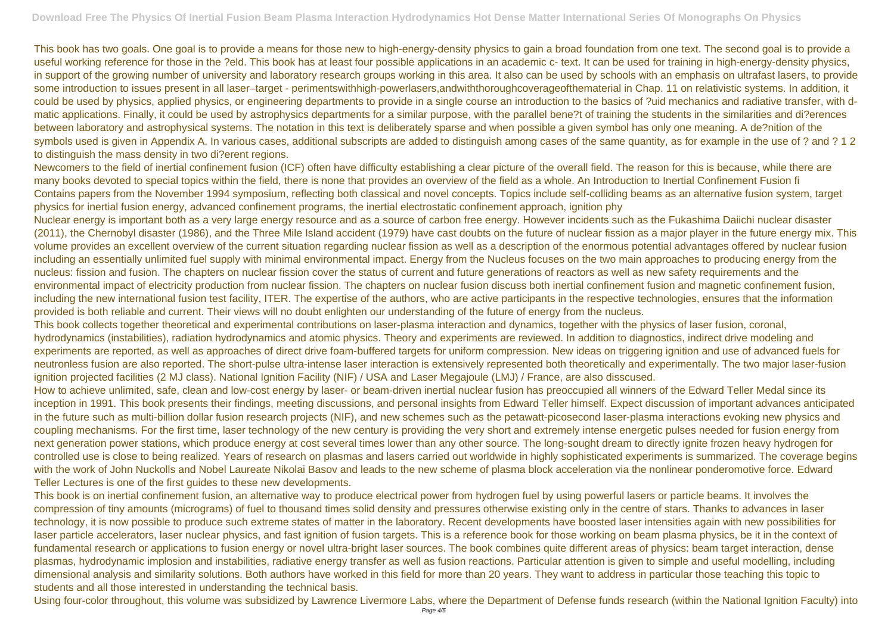This book has two goals. One goal is to provide a means for those new to high-energy-density physics to gain a broad foundation from one text. The second goal is to provide a useful working reference for those in the ?eld. This book has at least four possible applications in an academic c- text. It can be used for training in high-energy-density physics, in support of the growing number of university and laboratory research groups working in this area. It also can be used by schools with an emphasis on ultrafast lasers, to provide some introduction to issues present in all laser–target - perimentswithhigh-powerlasers,andwiththoroughcoverageofthematerial in Chap. 11 on relativistic systems. In addition, it could be used by physics, applied physics, or engineering departments to provide in a single course an introduction to the basics of ?uid mechanics and radiative transfer, with d- matic applications. Finally, it could be used by astrophysics departments for a similar purpose, with the parallel bene?t of training the students in the similarities and di?erences between laboratory and astrophysical systems. The notation in this text is deliberately sparse and when possible a given symbol has only one meaning. A de?nition of the symbols used is given in Appendix A. In various cases, additional subscripts are added to distinguish among cases of the same quantity, as for example in the use of ? and ? 1 2 to distinguish the mass density in two di?erent regions.

Newcomers to the field of inertial confinement fusion (ICF) often have difficulty establishing a clear picture of the overall field. The reason for this is because, while there are many books devoted to special topics within the field, there is none that provides an overview of the field as a whole. An Introduction to Inertial Confinement Fusion fi
Contains papers from the November 1994 symposium, reflecting both classical and novel concepts. Topics include self-colliding beams as an alternative fusion system, target physics for inertial fusion energy, advanced confinement programs, the inertial electrostatic confinement approach, ignition phy

Nuclear energy is important both as a very large energy resource and as a source of carbon free energy. However incidents such as the Fukashima Daiichi nuclear disaster (2011), the Chernobyl disaster (1986), and the Three Mile Island accident (1979) have cast doubts on the future of nuclear fission as a major player in the future energy mix. This volume provides an excellent overview of the current situation regarding nuclear fission as well as a description of the enormous potential advantages offered by nuclear fusion including an essentially unlimited fuel supply with minimal environmental impact. Energy from the Nucleus focuses on the two main approaches to producing energy from the nucleus: fission and fusion. The chapters on nuclear fission cover the status of current and future generations of reactors as well as new safety requirements and the environmental impact of electricity production from nuclear fission. The chapters on nuclear fusion discuss both inertial confinement fusion and magnetic confinement fusion, including the new international fusion test facility, ITER. The expertise of the authors, who are active participants in the respective technologies, ensures that the information provided is both reliable and current. Their views will no doubt enlighten our understanding of the future of energy from the nucleus.

This book collects together theoretical and experimental contributions on laser-plasma interaction and dynamics, together with the physics of laser fusion, coronal, hydrodynamics (instabilities), radiation hydrodynamics and atomic physics. Theory and experiments are reviewed. In addition to diagnostics, indirect drive modeling and experiments are reported, as well as approaches of direct drive foam-buffered targets for uniform compression. New ideas on triggering ignition and use of advanced fuels for neutronless fusion are also reported. The short-pulse ultra-intense laser interaction is extensively represented both theoretically and experimentally. The two major laser-fusion ignition projected facilities (2 MJ class). National Ignition Facility (NIF) / USA and Laser Megajoule (LMJ) / France, are also disscused.

How to achieve unlimited, safe, clean and low-cost energy by laser- or beam-driven inertial nuclear fusion has preoccupied all winners of the Edward Teller Medal since its inception in 1991. This book presents their findings, meeting discussions, and personal insights from Edward Teller himself. Expect discussion of important advances anticipated in the future such as multi-billion dollar fusion research projects (NIF), and new schemes such as the petawatt-picosecond laser-plasma interactions evoking new physics and coupling mechanisms. For the first time, laser technology of the new century is providing the very short and extremely intense energetic pulses needed for fusion energy from next generation power stations, which produce energy at cost several times lower than any other source. The long-sought dream to directly ignite frozen heavy hydrogen for controlled use is close to being realized. Years of research on plasmas and lasers carried out worldwide in highly sophisticated experiments is summarized. The coverage begins with the work of John Nuckolls and Nobel Laureate Nikolai Basov and leads to the new scheme of plasma block acceleration via the nonlinear ponderomotive force. Edward Teller Lectures is one of the first guides to these new developments.

This book is on inertial confinement fusion, an alternative way to produce electrical power from hydrogen fuel by using powerful lasers or particle beams. It involves the compression of tiny amounts (micrograms) of fuel to thousand times solid density and pressures otherwise existing only in the centre of stars. Thanks to advances in laser technology, it is now possible to produce such extreme states of matter in the laboratory. Recent developments have boosted laser intensities again with new possibilities for laser particle accelerators, laser nuclear physics, and fast ignition of fusion targets. This is a reference book for those working on beam plasma physics, be it in the context of fundamental research or applications to fusion energy or novel ultra-bright laser sources. The book combines quite different areas of physics: beam target interaction, dense plasmas, hydrodynamic implosion and instabilities, radiative energy transfer as well as fusion reactions. Particular attention is given to simple and useful modelling, including dimensional analysis and similarity solutions. Both authors have worked in this field for more than 20 years. They want to address in particular those teaching this topic to students and all those interested in understanding the technical basis.

Using four-color throughout, this volume was subsidized by Lawrence Livermore Labs, where the Department of Defense funds research (within the National Ignition Faculty) into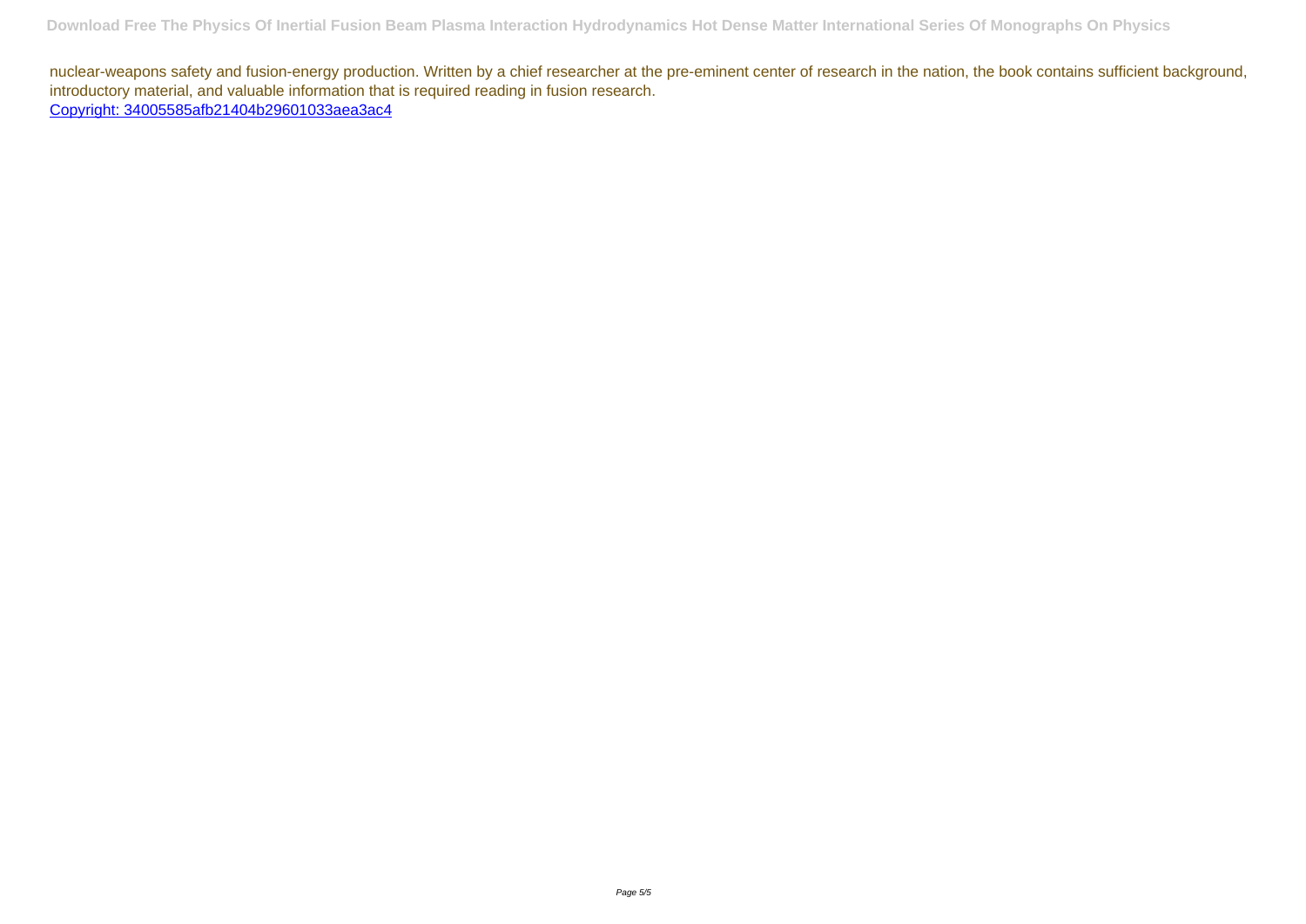nuclear-weapons safety and fusion-energy production. Written by a chief researcher at the pre-eminent center of research in the nation, the book contains sufficient background, introductory material, and valuable information that is required reading in fusion research.

Copyright: 34005585afb21404b29601033aea3ac4